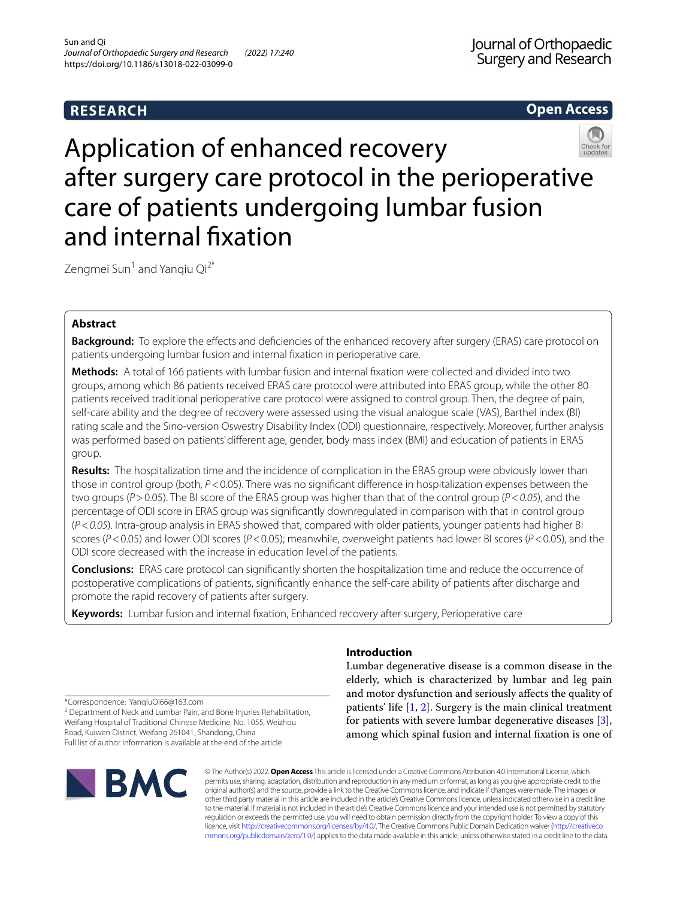**RESEARCH** **Open Access**

# Application of enhanced recovery after surgery care protocol in the perioperative care of patients undergoing lumbar fusion and internal fixation

Zengmei Sun[1] and Yanqiu Qi[2*]

## Abstract

**Background:** To explore the effects and deficiencies of the enhanced recovery after surgery (ERAS) care protocol on patients undergoing lumbar fusion and internal fixation in perioperative care.

**Methods:** A total of 166 patients with lumbar fusion and internal fixation were collected and divided into two groups, among which 86 patients received ERAS care protocol were attributed into ERAS group, while the other 80 patients received traditional perioperative care protocol were assigned to control group. Then, the degree of pain, self-care ability and the degree of recovery were assessed using the visual analogue scale (VAS), Barthel index (BI) rating scale and the Sino-version Oswestry Disability Index (ODI) questionnaire, respectively. Moreover, further analysis was performed based on patients' different age, gender, body mass index (BMI) and education of patients in ERAS group.

**Results:** The hospitalization time and the incidence of complication in the ERAS group were obviously lower than those in control group (both, $P < 0.05$). There was no significant difference in hospitalization expenses between the two groups ($P > 0.05$). The BI score of the ERAS group was higher than that of the control group ($P < 0.05$), and the percentage of ODI score in ERAS group was significantly downregulated in comparison with that in control group ($P < 0.05$). Intra-group analysis in ERAS showed that, compared with older patients, younger patients had higher BI scores ($P < 0.05$) and lower ODI scores ($P < 0.05$); meanwhile, overweight patients had lower BI scores ($P < 0.05$), and the ODI score decreased with the increase in education level of the patients.

**Conclusions:** ERAS care protocol can significantly shorten the hospitalization time and reduce the occurrence of postoperative complications of patients, significantly enhance the self-care ability of patients after discharge and promote the rapid recovery of patients after surgery.

**Keywords:** Lumbar fusion and internal fixation, Enhanced recovery after surgery, Perioperative care

## Introduction

Lumbar degenerative disease is a common disease in the elderly, which is characterized by lumbar and leg pain and motor dysfunction and seriously affects the quality of patients' life [1, 2]. Surgery is the main clinical treatment for patients with severe lumbar degenerative diseases [3], among which spinal fusion and internal fixation is one of

*Correspondence: YanqiuQi66@163.com

[2] Department of Neck and Lumbar Pain, and Bone Injuries Rehabilitation, Weifang Hospital of Traditional Chinese Medicine, No. 1055, Weizhou Road, Kuiwen District, Weifang 261041, Shandong, China

Full list of author information is available at the end of the article

© The Author(s) 2022. **Open Access** This article is licensed under a Creative Commons Attribution 4.0 International License, which permits use, sharing, adaptation, distribution and reproduction in any medium or format, as long as you give appropriate credit to the original author(s) and the source, provide a link to the Creative Commons licence, and indicate if changes were made. The images or other third party material in this article are included in the article's Creative Commons licence, unless indicated otherwise in a credit line to the material. If material is not included in the article's Creative Commons licence and your intended use is not permitted by statutory regulation or exceeds the permitted use, you will need to obtain permission directly from the copyright holder. To view a copy of this licence, visit http://creativecommons.org/licenses/by/4.0/. The Creative Commons Public Domain Dedication waiver (http://creativecommons.org/publicdomain/zero/1.0/) applies to the data made available in this article, unless otherwise stated in a credit line to the data.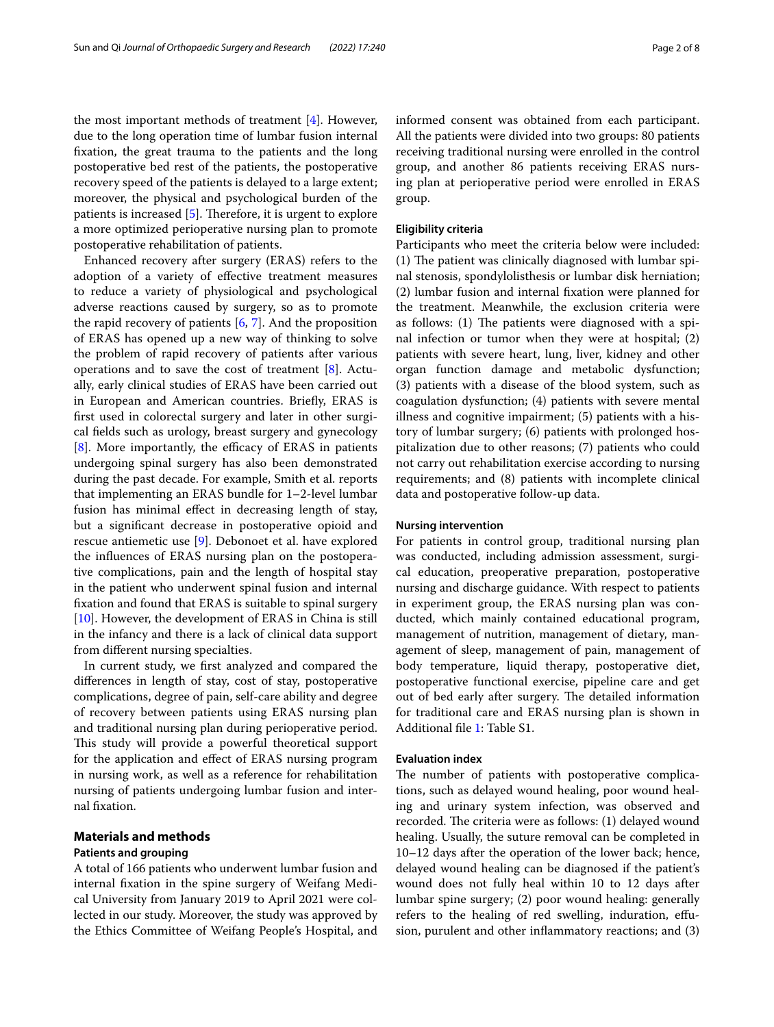the most important methods of treatment [4]. However, due to the long operation time of lumbar fusion internal fixation, the great trauma to the patients and the long postoperative bed rest of the patients, the postoperative recovery speed of the patients is delayed to a large extent; moreover, the physical and psychological burden of the patients is increased [5]. Therefore, it is urgent to explore a more optimized perioperative nursing plan to promote postoperative rehabilitation of patients.

Enhanced recovery after surgery (ERAS) refers to the adoption of a variety of effective treatment measures to reduce a variety of physiological and psychological adverse reactions caused by surgery, so as to promote the rapid recovery of patients [6, 7]. And the proposition of ERAS has opened up a new way of thinking to solve the problem of rapid recovery of patients after various operations and to save the cost of treatment [8]. Actually, early clinical studies of ERAS have been carried out in European and American countries. Briefly, ERAS is first used in colorectal surgery and later in other surgical fields such as urology, breast surgery and gynecology [8]. More importantly, the efficacy of ERAS in patients undergoing spinal surgery has also been demonstrated during the past decade. For example, Smith et al. reports that implementing an ERAS bundle for 1–2-level lumbar fusion has minimal effect in decreasing length of stay, but a significant decrease in postoperative opioid and rescue antiemetic use [9]. Debonoet et al. have explored the influences of ERAS nursing plan on the postoperative complications, pain and the length of hospital stay in the patient who underwent spinal fusion and internal fixation and found that ERAS is suitable to spinal surgery [10]. However, the development of ERAS in China is still in the infancy and there is a lack of clinical data support from different nursing specialties.

In current study, we first analyzed and compared the differences in length of stay, cost of stay, postoperative complications, degree of pain, self-care ability and degree of recovery between patients using ERAS nursing plan and traditional nursing plan during perioperative period. This study will provide a powerful theoretical support for the application and effect of ERAS nursing program in nursing work, as well as a reference for rehabilitation nursing of patients undergoing lumbar fusion and internal fixation.

## Materials and methods

### Patients and grouping

A total of 166 patients who underwent lumbar fusion and internal fixation in the spine surgery of Weifang Medical University from January 2019 to April 2021 were collected in our study. Moreover, the study was approved by the Ethics Committee of Weifang People's Hospital, and informed consent was obtained from each participant. All the patients were divided into two groups: 80 patients receiving traditional nursing were enrolled in the control group, and another 86 patients receiving ERAS nursing plan at perioperative period were enrolled in ERAS group.

### Eligibility criteria

Participants who meet the criteria below were included: (1) The patient was clinically diagnosed with lumbar spinal stenosis, spondylolisthesis or lumbar disk herniation; (2) lumbar fusion and internal fixation were planned for the treatment. Meanwhile, the exclusion criteria were as follows: (1) The patients were diagnosed with a spinal infection or tumor when they were at hospital; (2) patients with severe heart, lung, liver, kidney and other organ function damage and metabolic dysfunction; (3) patients with a disease of the blood system, such as coagulation dysfunction; (4) patients with severe mental illness and cognitive impairment; (5) patients with a history of lumbar surgery; (6) patients with prolonged hospitalization due to other reasons; (7) patients who could not carry out rehabilitation exercise according to nursing requirements; and (8) patients with incomplete clinical data and postoperative follow-up data.

### Nursing intervention

For patients in control group, traditional nursing plan was conducted, including admission assessment, surgical education, preoperative preparation, postoperative nursing and discharge guidance. With respect to patients in experiment group, the ERAS nursing plan was conducted, which mainly contained educational program, management of nutrition, management of dietary, management of sleep, management of pain, management of body temperature, liquid therapy, postoperative diet, postoperative functional exercise, pipeline care and get out of bed early after surgery. The detailed information for traditional care and ERAS nursing plan is shown in Additional file 1: Table S1.

### Evaluation index

The number of patients with postoperative complications, such as delayed wound healing, poor wound healing and urinary system infection, was observed and recorded. The criteria were as follows: (1) delayed wound healing. Usually, the suture removal can be completed in 10–12 days after the operation of the lower back; hence, delayed wound healing can be diagnosed if the patient's wound does not fully heal within 10 to 12 days after lumbar spine surgery; (2) poor wound healing: generally refers to the healing of red swelling, induration, effusion, purulent and other inflammatory reactions; and (3)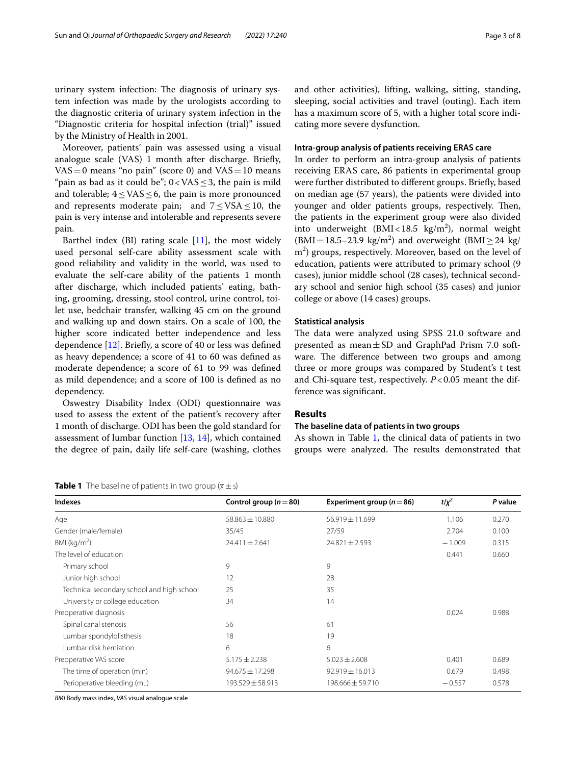urinary system infection: The diagnosis of urinary system infection was made by the urologists according to the diagnostic criteria of urinary system infection in the "Diagnostic criteria for hospital infection (trial)" issued by the Ministry of Health in 2001.

Moreover, patients' pain was assessed using a visual analogue scale (VAS) 1 month after discharge. Briefly, VAS = 0 means "no pain" (score 0) and VAS = 10 means "pain as bad as it could be"; $0 < \text{VAS} \leq 3$, the pain is mild and tolerable; $4 \leq \text{VAS} \leq 6$, the pain is more pronounced and represents moderate pain; and $7 \leq \text{VSA} \leq 10$, the pain is very intense and intolerable and represents severe pain.

Barthel index (BI) rating scale [11], the most widely used personal self-care ability assessment scale with good reliability and validity in the world, was used to evaluate the self-care ability of the patients 1 month after discharge, which included patients' eating, bathing, grooming, dressing, stool control, urine control, toilet use, bedchair transfer, walking 45 cm on the ground and walking up and down stairs. On a scale of 100, the higher score indicated better independence and less dependence [12]. Briefly, a score of 40 or less was defined as heavy dependence; a score of 41 to 60 was defined as moderate dependence; a score of 61 to 99 was defined as mild dependence; and a score of 100 is defined as no dependency.

Oswestry Disability Index (ODI) questionnaire was used to assess the extent of the patient's recovery after 1 month of discharge. ODI has been the gold standard for assessment of lumbar function [13, 14], which contained the degree of pain, daily life self-care (washing, clothes and other activities), lifting, walking, sitting, standing, sleeping, social activities and travel (outing). Each item has a maximum score of 5, with a higher total score indicating more severe dysfunction.

### Intra-group analysis of patients receiving ERAS care

In order to perform an intra-group analysis of patients receiving ERAS care, 86 patients in experimental group were further distributed to different groups. Briefly, based on median age (57 years), the patients were divided into younger and older patients groups, respectively. Then, the patients in the experiment group were also divided into underweight (BMI < 18.5 kg/m$^2$), normal weight (BMI = 18.5–23.9 kg/m$^2$) and overweight (BMI ≥ 24 kg/m$^2$) groups, respectively. Moreover, based on the level of education, patients were attributed to primary school (9 cases), junior middle school (28 cases), technical secondary school and senior high school (35 cases) and junior college or above (14 cases) groups.

### Statistical analysis

The data were analyzed using SPSS 21.0 software and presented as mean ± SD and GraphPad Prism 7.0 software. The difference between two groups and among three or more groups was compared by Student's t test and Chi-square test, respectively. $P < 0.05$ meant the difference was significant.

## Results

### The baseline data of patients in two groups

As shown in Table 1, the clinical data of patients in two groups were analyzed. The results demonstrated that

**Table 1** The baseline of patients in two group ($\bar{x} \pm s$)

| Indexes | Control group (n = 80) | Experiment group (n = 86) | $t/\chi^2$ | P value |
|---|---|---|---|---|
| Age | 58.863 ± 10.880 | 56.919 ± 11.699 | 1.106 | 0.270 |
| Gender (male/female) | 35/45 | 27/59 | 2.704 | 0.100 |
| BMI (kg/m$^2$) | 24.411 ± 2.641 | 24.821 ± 2.593 | −1.009 | 0.315 |
| The level of education | | | 0.441 | 0.660 |
| Primary school | 9 | 9 | | |
| Junior high school | 12 | 28 | | |
| Technical secondary school and high school | 25 | 35 | | |
| University or college education | 34 | 14 | | |
| Preoperative diagnosis | | | 0.024 | 0.988 |
| Spinal canal stenosis | 56 | 61 | | |
| Lumbar spondylolisthesis | 18 | 19 | | |
| Lumbar disk herniation | 6 | 6 | | |
| Preoperative VAS score | 5.175 ± 2.238 | 5.023 ± 2.608 | 0.401 | 0.689 |
| The time of operation (min) | 94.675 ± 17.298 | 92.919 ± 16.013 | 0.679 | 0.498 |
| Perioperative bleeding (mL) | 193.529 ± 58.913 | 198.666 ± 59.710 | −0.557 | 0.578 |

*BMI* Body mass index, *VAS* visual analogue scale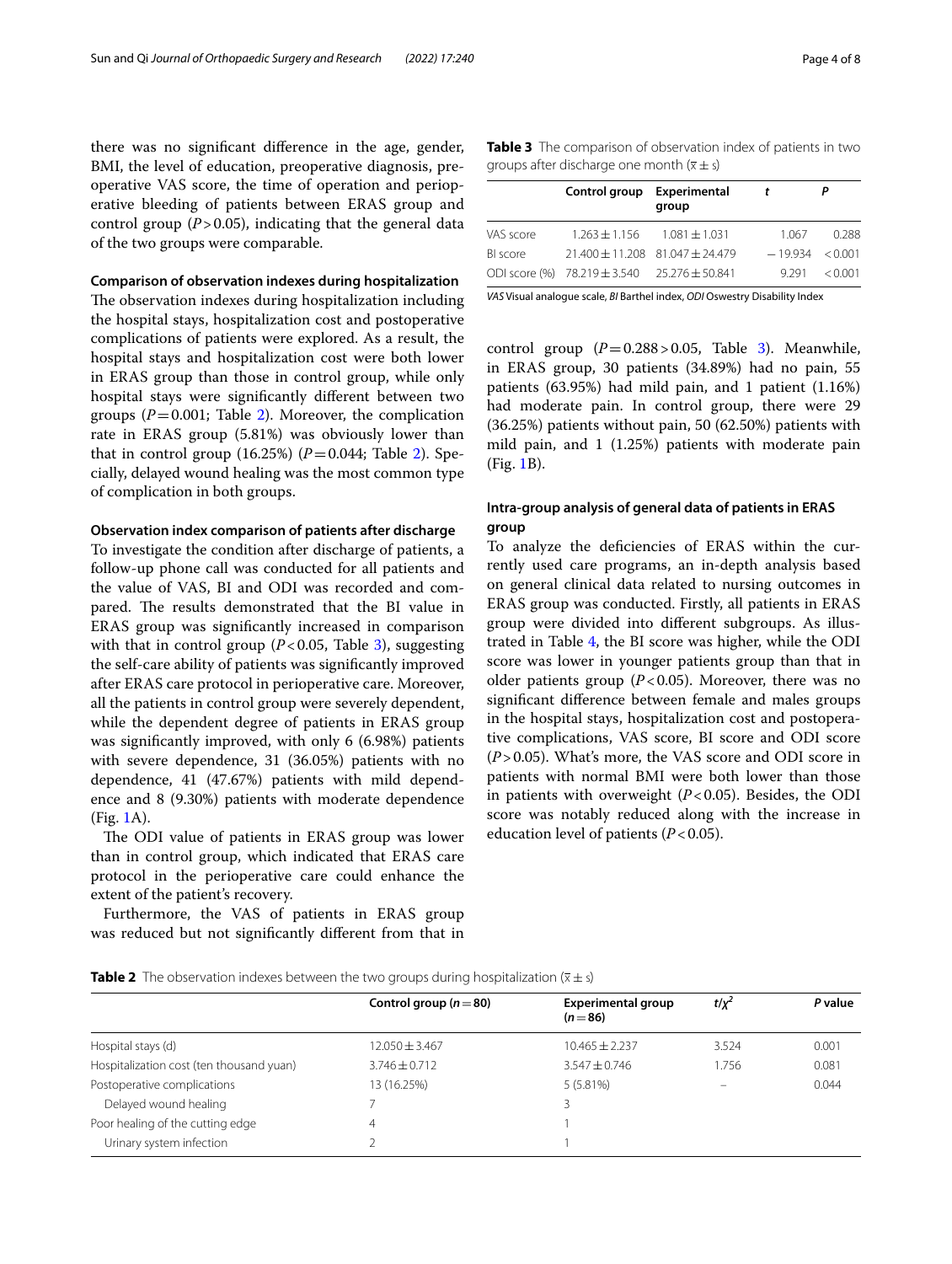there was no significant difference in the age, gender, BMI, the level of education, preoperative diagnosis, preoperative VAS score, the time of operation and perioperative bleeding of patients between ERAS group and control group ($P > 0.05$), indicating that the general data of the two groups were comparable.

#### Comparison of observation indexes during hospitalization

The observation indexes during hospitalization including the hospital stays, hospitalization cost and postoperative complications of patients were explored. As a result, the hospital stays and hospitalization cost were both lower in ERAS group than those in control group, while only hospital stays were significantly different between two groups ($P = 0.001$; Table 2). Moreover, the complication rate in ERAS group (5.81%) was obviously lower than that in control group (16.25%) ($P = 0.044$; Table 2). Specially, delayed wound healing was the most common type of complication in both groups.

#### Observation index comparison of patients after discharge

To investigate the condition after discharge of patients, a follow-up phone call was conducted for all patients and the value of VAS, BI and ODI was recorded and compared. The results demonstrated that the BI value in ERAS group was significantly increased in comparison with that in control group ($P < 0.05$, Table 3), suggesting the self-care ability of patients was significantly improved after ERAS care protocol in perioperative care. Moreover, all the patients in control group were severely dependent, while the dependent degree of patients in ERAS group was significantly improved, with only 6 (6.98%) patients with severe dependence, 31 (36.05%) patients with no dependence, 41 (47.67%) patients with mild dependence and 8 (9.30%) patients with moderate dependence (Fig. 1A).

The ODI value of patients in ERAS group was lower than in control group, which indicated that ERAS care protocol in the perioperative care could enhance the extent of the patient's recovery.

Furthermore, the VAS of patients in ERAS group was reduced but not significantly different from that in control group ($P = 0.288 > 0.05$, Table 3). Meanwhile, in ERAS group, 30 patients (34.89%) had no pain, 55 patients (63.95%) had mild pain, and 1 patient (1.16%) had moderate pain. In control group, there were 29 (36.25%) patients without pain, 50 (62.50%) patients with mild pain, and 1 (1.25%) patients with moderate pain (Fig. 1B).

**Table 3** The comparison of observation index of patients in two groups after discharge one month ($\bar{x} \pm s$)

| | Control group | Experimental group | $t$ | $P$ |
|---|---|---|---|---|
| VAS score | 1.263 ± 1.156 | 1.081 ± 1.031 | 1.067 | 0.288 |
| BI score | 21.400 ± 11.208 | 81.047 ± 24.479 | −19.934 | < 0.001 |
| ODI score (%) | 78.219 ± 3.540 | 25.276 ± 50.841 | 9.291 | < 0.001 |

*VAS* Visual analogue scale, *BI* Barthel index, *ODI* Oswestry Disability Index

#### Intra-group analysis of general data of patients in ERAS group

To analyze the deficiencies of ERAS within the currently used care programs, an in-depth analysis based on general clinical data related to nursing outcomes in ERAS group was conducted. Firstly, all patients in ERAS group were divided into different subgroups. As illustrated in Table 4, the BI score was higher, while the ODI score was lower in younger patients group than that in older patients group ($P < 0.05$). Moreover, there was no significant difference between female and males groups in the hospital stays, hospitalization cost and postoperative complications, VAS score, BI score and ODI score ($P > 0.05$). What's more, the VAS score and ODI score in patients with normal BMI were both lower than those in patients with overweight ($P < 0.05$). Besides, the ODI score was notably reduced along with the increase in education level of patients ($P < 0.05$).

**Table 2** The observation indexes between the two groups during hospitalization ($\bar{x} \pm s$)

| | Control group ($n = 80$) | Experimental group ($n = 86$) | $t/\chi^2$ | $P$ value |
|---|---|---|---|---|
| Hospital stays (d) | 12.050 ± 3.467 | 10.465 ± 2.237 | 3.524 | 0.001 |
| Hospitalization cost (ten thousand yuan) | 3.746 ± 0.712 | 3.547 ± 0.746 | 1.756 | 0.081 |
| Postoperative complications | 13 (16.25%) | 5 (5.81%) | – | 0.044 |
| Delayed wound healing | 7 | 3 | | |
| Poor healing of the cutting edge | 4 | 1 | | |
| Urinary system infection | 2 | 1 | | |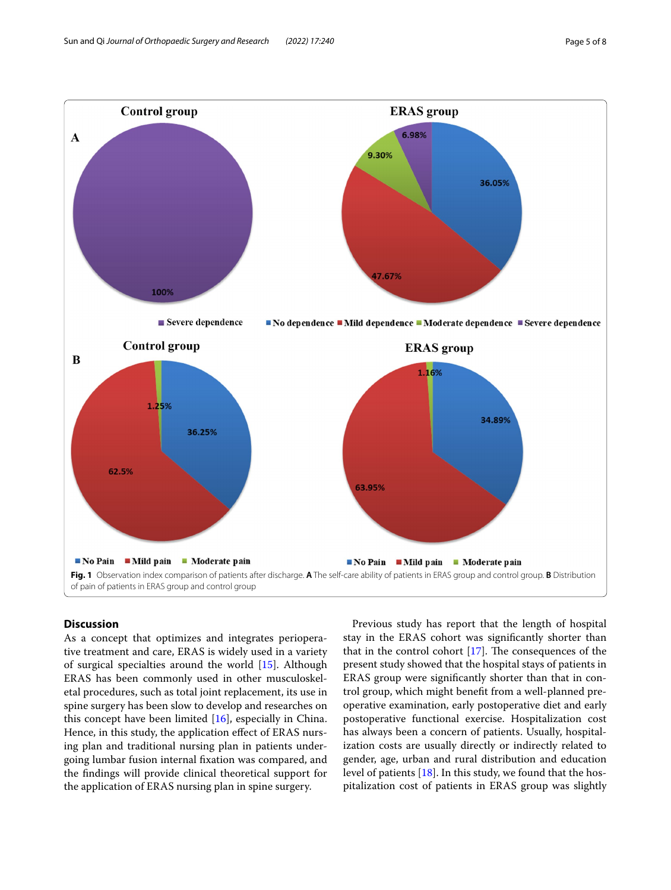**Fig. 1** Observation index comparison of patients after discharge. **A** The self-care ability of patients in ERAS group and control group. **B** Distribution of pain of patients in ERAS group and control group

## Discussion

As a concept that optimizes and integrates perioperative treatment and care, ERAS is widely used in a variety of surgical specialties around the world [15]. Although ERAS has been commonly used in other musculoskeletal procedures, such as total joint replacement, its use in spine surgery has been slow to develop and researches on this concept have been limited [16], especially in China. Hence, in this study, the application effect of ERAS nursing plan and traditional nursing plan in patients undergoing lumbar fusion internal fixation was compared, and the findings will provide clinical theoretical support for the application of ERAS nursing plan in spine surgery.

Previous study has report that the length of hospital stay in the ERAS cohort was significantly shorter than that in the control cohort [17]. The consequences of the present study showed that the hospital stays of patients in ERAS group were significantly shorter than that in control group, which might benefit from a well-planned preoperative examination, early postoperative diet and early postoperative functional exercise. Hospitalization cost has always been a concern of patients. Usually, hospitalization costs are usually directly or indirectly related to gender, age, urban and rural distribution and education level of patients [18]. In this study, we found that the hospitalization cost of patients in ERAS group was slightly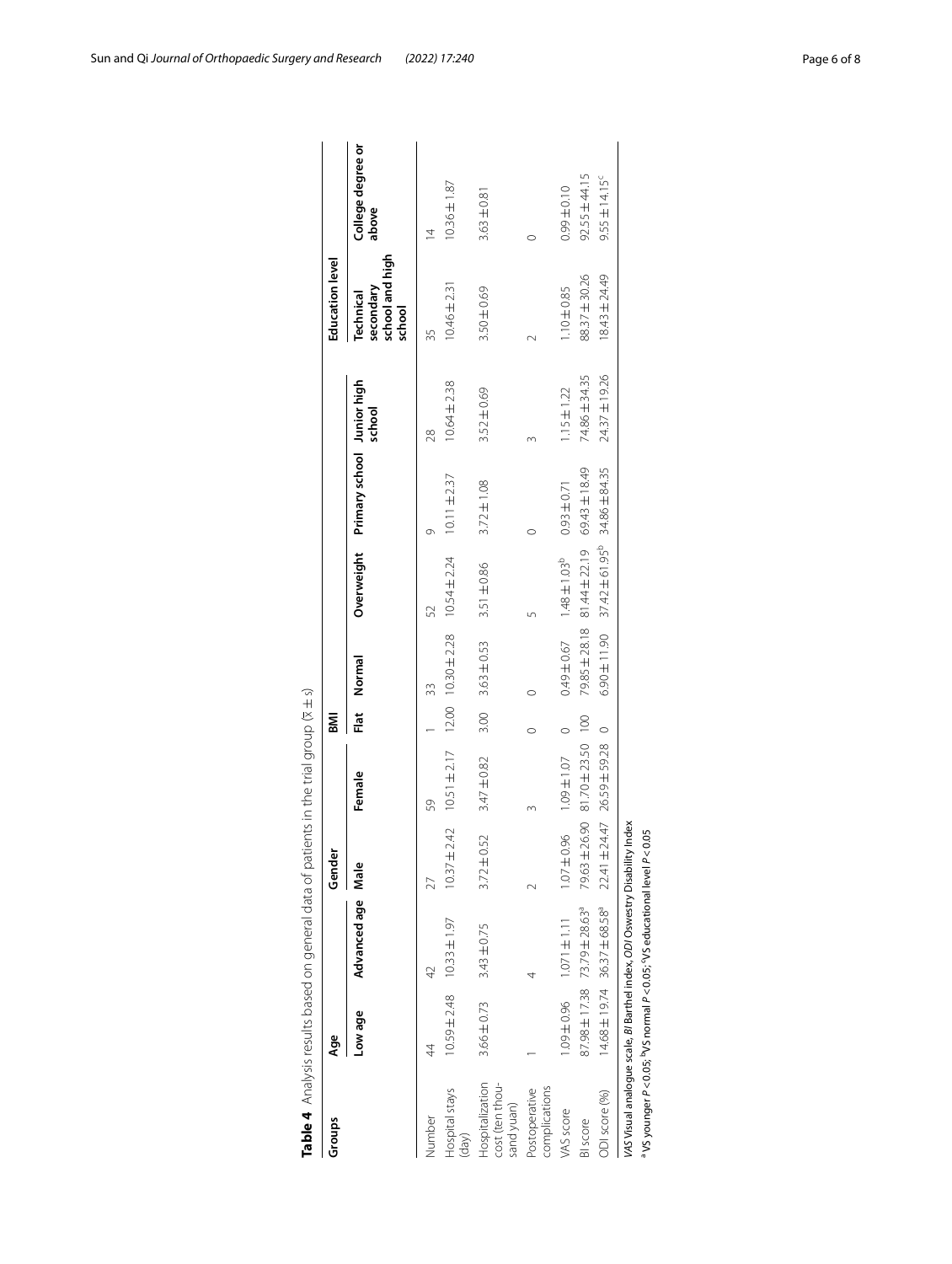**Table 4** Analysis results based on general data of patients in the trial group ($\bar{x} \pm s$)

| Groups | Age | | Gender | | BMI | | | Education level | | | |
|---|---|---|---|---|---|---|---|---|---|---|---|
| | Low age | Advanced age | Male | Female | Flat | Normal | Overweight | Primary school | Junior high school | Technical secondary school and high school | College degree or above |
| Number | 44 | 42 | 27 | 59 | 1 | 33 | 52 | 9 | 28 | 35 | 14 |
| Hospital stays (day) | 10.59 ± 2.48 | 10.33 ± 1.97 | 10.37 ± 2.42 | 10.51 ± 2.17 | 12.00 | 10.30 ± 2.28 | 10.54 ± 2.24 | 10.11 ± 2.37 | 10.64 ± 2.38 | 10.46 ± 2.31 | 10.36 ± 1.87 |
| Hospitalization cost (ten thousand yuan) | 3.66 ± 0.73 | 3.43 ± 0.75 | 3.72 ± 0.52 | 3.47 ± 0.82 | 3.00 | 3.63 ± 0.53 | 3.51 ± 0.86 | 3.72 ± 1.08 | 3.52 ± 0.69 | 3.50 ± 0.69 | 3.63 ± 0.81 |
| Postoperative complications | 1 | 4 | 2 | 3 | 0 | 0 | 5 | 0 | 3 | 2 | 0 |
| VAS score | 1.09 ± 0.96 | 1.071 ± 1.11 | 1.07 ± 0.96 | 1.09 ± 1.07 | 0 | 0.49 ± 0.67 | 1.48 ± 1.03[b] | 0.93 ± 0.71 | 1.15 ± 1.22 | 1.10 ± 0.85 | 0.99 ± 0.10 |
| BI score | 87.98 ± 17.38 | 73.79 ± 28.63[a] | 79.63 ± 26.90 | 81.70 ± 23.50 | 100 | 79.85 ± 28.18 | 81.44 ± 22.19 | 69.43 ± 18.49 | 74.86 ± 34.35 | 88.37 ± 30.26 | 92.55 ± 44.15 |
| ODI score (%) | 14.68 ± 19.74 | 36.37 ± 68.58[a] | 22.41 ± 24.47 | 26.59 ± 59.28 | 0 | 6.90 ± 11.90 | 37.42 ± 61.95[b] | 34.86 ± 84.35 | 24.37 ± 19.26 | 18.43 ± 24.49 | 9.55 ± 14.15[c] |

*VAS* Visual analogue scale, *BI* Barthel index, *ODI* Oswestry Disability Index

[a] VS younger $P < 0.05$; [b] VS normal $P < 0.05$; [c] VS educational level $P < 0.05$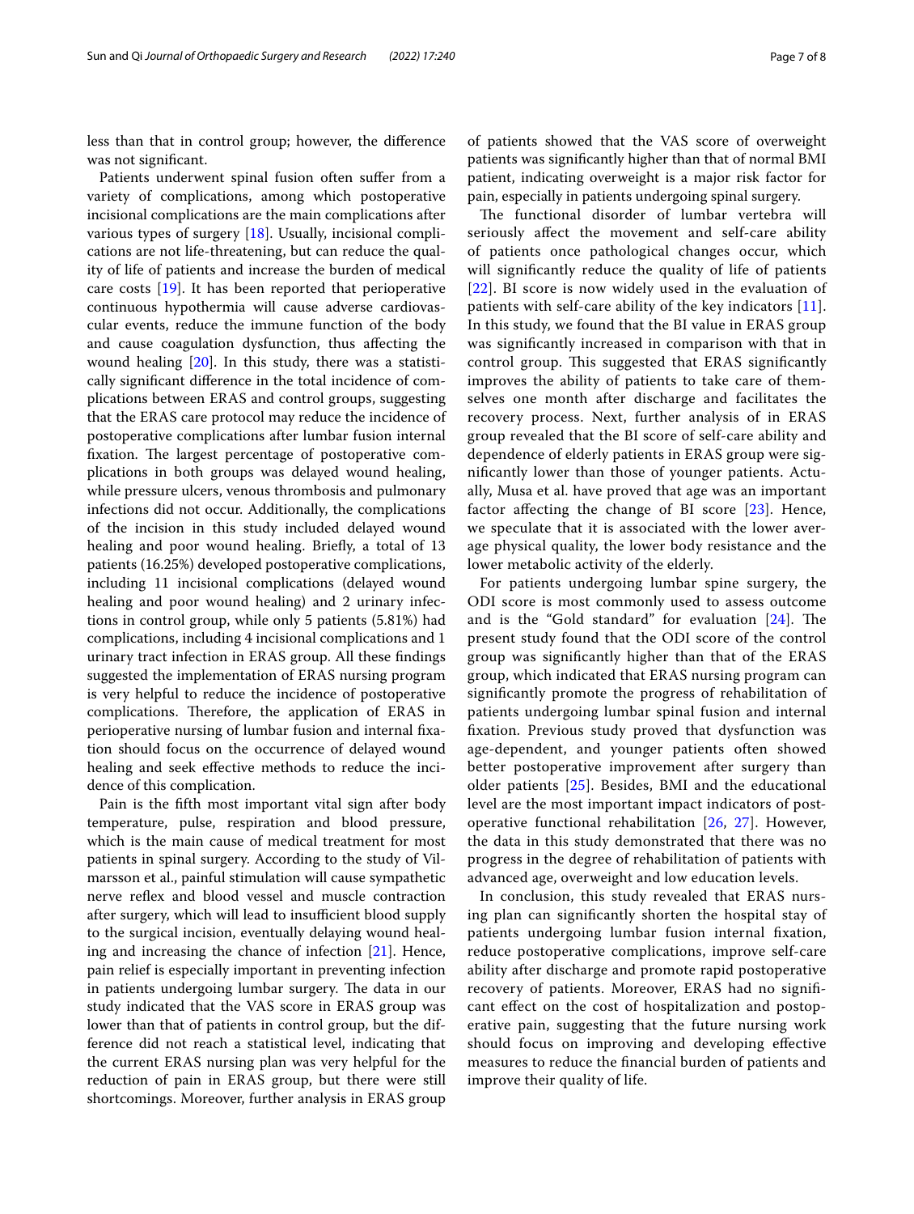less than that in control group; however, the difference was not significant.

Patients underwent spinal fusion often suffer from a variety of complications, among which postoperative incisional complications are the main complications after various types of surgery [18]. Usually, incisional complications are not life-threatening, but can reduce the quality of life of patients and increase the burden of medical care costs [19]. It has been reported that perioperative continuous hypothermia will cause adverse cardiovascular events, reduce the immune function of the body and cause coagulation dysfunction, thus affecting the wound healing [20]. In this study, there was a statistically significant difference in the total incidence of complications between ERAS and control groups, suggesting that the ERAS care protocol may reduce the incidence of postoperative complications after lumbar fusion internal fixation. The largest percentage of postoperative complications in both groups was delayed wound healing, while pressure ulcers, venous thrombosis and pulmonary infections did not occur. Additionally, the complications of the incision in this study included delayed wound healing and poor wound healing. Briefly, a total of 13 patients (16.25%) developed postoperative complications, including 11 incisional complications (delayed wound healing and poor wound healing) and 2 urinary infections in control group, while only 5 patients (5.81%) had complications, including 4 incisional complications and 1 urinary tract infection in ERAS group. All these findings suggested the implementation of ERAS nursing program is very helpful to reduce the incidence of postoperative complications. Therefore, the application of ERAS in perioperative nursing of lumbar fusion and internal fixation should focus on the occurrence of delayed wound healing and seek effective methods to reduce the incidence of this complication.

Pain is the fifth most important vital sign after body temperature, pulse, respiration and blood pressure, which is the main cause of medical treatment for most patients in spinal surgery. According to the study of Vilmarsson et al., painful stimulation will cause sympathetic nerve reflex and blood vessel and muscle contraction after surgery, which will lead to insufficient blood supply to the surgical incision, eventually delaying wound healing and increasing the chance of infection [21]. Hence, pain relief is especially important in preventing infection in patients undergoing lumbar surgery. The data in our study indicated that the VAS score in ERAS group was lower than that of patients in control group, but the difference did not reach a statistical level, indicating that the current ERAS nursing plan was very helpful for the reduction of pain in ERAS group, but there were still shortcomings. Moreover, further analysis in ERAS group of patients showed that the VAS score of overweight patients was significantly higher than that of normal BMI patient, indicating overweight is a major risk factor for pain, especially in patients undergoing spinal surgery.

The functional disorder of lumbar vertebra will seriously affect the movement and self-care ability of patients once pathological changes occur, which will significantly reduce the quality of life of patients [22]. BI score is now widely used in the evaluation of patients with self-care ability of the key indicators [11]. In this study, we found that the BI value in ERAS group was significantly increased in comparison with that in control group. This suggested that ERAS significantly improves the ability of patients to take care of themselves one month after discharge and facilitates the recovery process. Next, further analysis of in ERAS group revealed that the BI score of self-care ability and dependence of elderly patients in ERAS group were significantly lower than those of younger patients. Actually, Musa et al. have proved that age was an important factor affecting the change of BI score [23]. Hence, we speculate that it is associated with the lower average physical quality, the lower body resistance and the lower metabolic activity of the elderly.

For patients undergoing lumbar spine surgery, the ODI score is most commonly used to assess outcome and is the "Gold standard" for evaluation [24]. The present study found that the ODI score of the control group was significantly higher than that of the ERAS group, which indicated that ERAS nursing program can significantly promote the progress of rehabilitation of patients undergoing lumbar spinal fusion and internal fixation. Previous study proved that dysfunction was age-dependent, and younger patients often showed better postoperative improvement after surgery than older patients [25]. Besides, BMI and the educational level are the most important impact indicators of postoperative functional rehabilitation [26, 27]. However, the data in this study demonstrated that there was no progress in the degree of rehabilitation of patients with advanced age, overweight and low education levels.

In conclusion, this study revealed that ERAS nursing plan can significantly shorten the hospital stay of patients undergoing lumbar fusion internal fixation, reduce postoperative complications, improve self-care ability after discharge and promote rapid postoperative recovery of patients. Moreover, ERAS had no significant effect on the cost of hospitalization and postoperative pain, suggesting that the future nursing work should focus on improving and developing effective measures to reduce the financial burden of patients and improve their quality of life.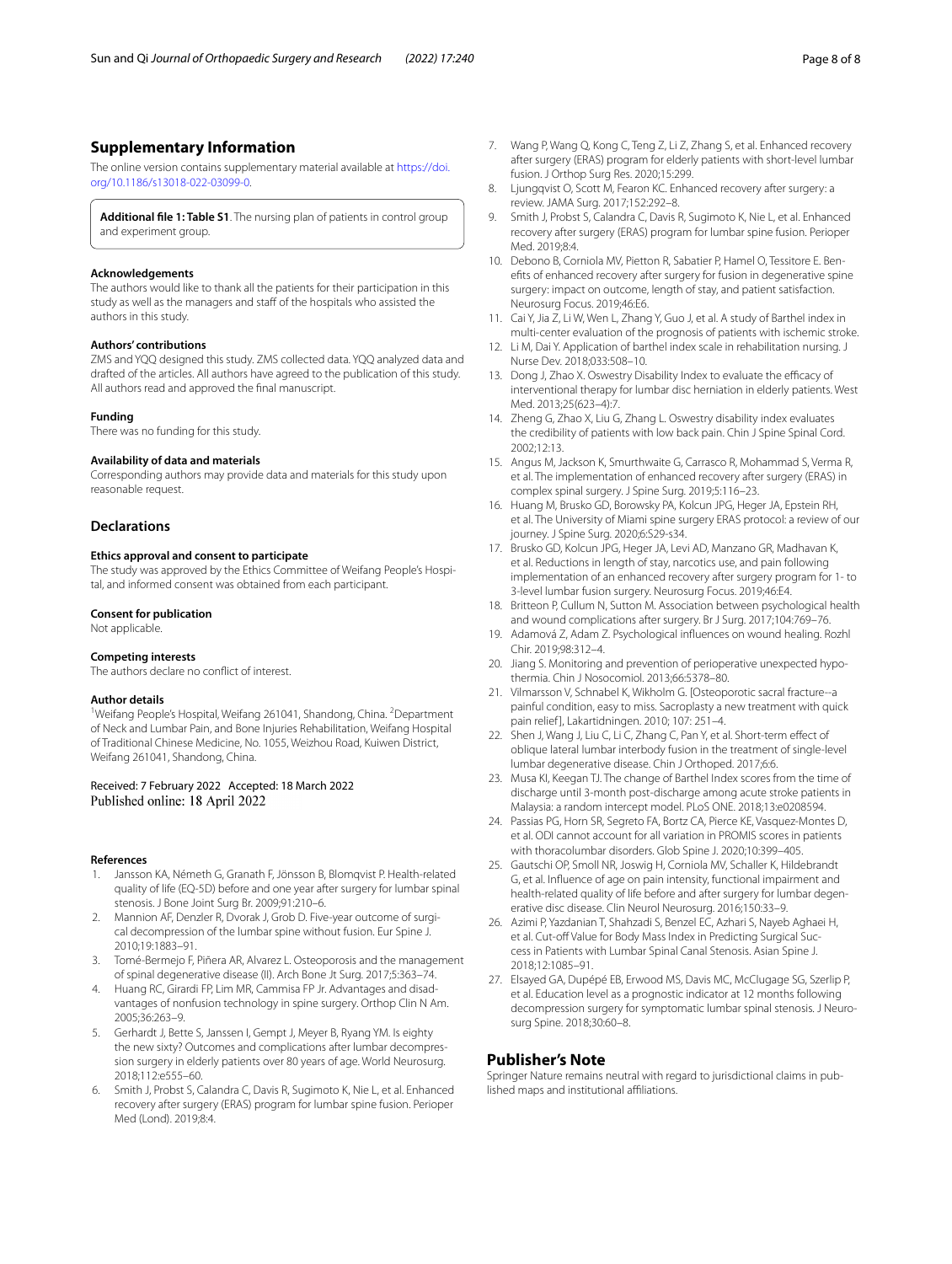## Supplementary Information

The online version contains supplementary material available at https://doi.org/10.1186/s13018-022-03099-0.

**Additional file 1: Table S1**. The nursing plan of patients in control group and experiment group.

#### Acknowledgements

The authors would like to thank all the patients for their participation in this study as well as the managers and staff of the hospitals who assisted the authors in this study.

#### Authors' contributions

ZMS and YQQ designed this study. ZMS collected data. YQQ analyzed data and drafted of the articles. All authors have agreed to the publication of this study. All authors read and approved the final manuscript.

#### Funding

There was no funding for this study.

#### Availability of data and materials

Corresponding authors may provide data and materials for this study upon reasonable request.

## Declarations

#### Ethics approval and consent to participate

The study was approved by the Ethics Committee of Weifang People's Hospital, and informed consent was obtained from each participant.

#### Consent for publication

Not applicable.

#### Competing interests

The authors declare no conflict of interest.

#### Author details

[1]Weifang People's Hospital, Weifang 261041, Shandong, China. [2]Department of Neck and Lumbar Pain, and Bone Injuries Rehabilitation, Weifang Hospital of Traditional Chinese Medicine, No. 1055, Weizhou Road, Kuiwen District, Weifang 261041, Shandong, China.

Received: 7 February 2022 Accepted: 18 March 2022
Published online: 18 April 2022

#### References

1. Jansson KA, Németh G, Granath F, Jönsson B, Blomqvist P. Health-related quality of life (EQ-5D) before and one year after surgery for lumbar spinal stenosis. J Bone Joint Surg Br. 2009;91:210–6.
2. Mannion AF, Denzler R, Dvorak J, Grob D. Five-year outcome of surgical decompression of the lumbar spine without fusion. Eur Spine J. 2010;19:1883–91.
3. Tomé-Bermejo F, Piñera AR, Alvarez L. Osteoporosis and the management of spinal degenerative disease (II). Arch Bone Jt Surg. 2017;5:363–74.
4. Huang RC, Girardi FP, Lim MR, Cammisa FP Jr. Advantages and disadvantages of nonfusion technology in spine surgery. Orthop Clin N Am. 2005;36:263–9.
5. Gerhardt J, Bette S, Janssen I, Gempt J, Meyer B, Ryang YM. Is eighty the new sixty? Outcomes and complications after lumbar decompression surgery in elderly patients over 80 years of age. World Neurosurg. 2018;112:e555–60.
6. Smith J, Probst S, Calandra C, Davis R, Sugimoto K, Nie L, et al. Enhanced recovery after surgery (ERAS) program for lumbar spine fusion. Perioper Med (Lond). 2019;8:4.
7. Wang P, Wang Q, Kong C, Teng Z, Li Z, Zhang S, et al. Enhanced recovery after surgery (ERAS) program for elderly patients with short-level lumbar fusion. J Orthop Surg Res. 2020;15:299.
8. Ljungqvist O, Scott M, Fearon KC. Enhanced recovery after surgery: a review. JAMA Surg. 2017;152:292–8.
9. Smith J, Probst S, Calandra C, Davis R, Sugimoto K, Nie L, et al. Enhanced recovery after surgery (ERAS) program for lumbar spine fusion. Perioper Med. 2019;8:4.
10. Debono B, Corniola MV, Pietton R, Sabatier P, Hamel O, Tessitore E. Benefits of enhanced recovery after surgery for fusion in degenerative spine surgery: impact on outcome, length of stay, and patient satisfaction. Neurosurg Focus. 2019;46:E6.
11. Cai Y, Jia Z, Li W, Wen L, Zhang Y, Guo J, et al. A study of Barthel index in multi-center evaluation of the prognosis of patients with ischemic stroke.
12. Li M, Dai Y. Application of barthel index scale in rehabilitation nursing. J Nurse Dev. 2018;033:508–10.
13. Dong J, Zhao X. Oswestry Disability Index to evaluate the efficacy of interventional therapy for lumbar disc herniation in elderly patients. West Med. 2013;25(623–4):7.
14. Zheng G, Zhao X, Liu G, Zhang L. Oswestry disability index evaluates the credibility of patients with low back pain. Chin J Spine Spinal Cord. 2002;12:13.
15. Angus M, Jackson K, Smurthwaite G, Carrasco R, Mohammad S, Verma R, et al. The implementation of enhanced recovery after surgery (ERAS) in complex spinal surgery. J Spine Surg. 2019;5:116–23.
16. Huang M, Brusko GD, Borowsky PA, Kolcun JPG, Heger JA, Epstein RH, et al. The University of Miami spine surgery ERAS protocol: a review of our journey. J Spine Surg. 2020;6:S29-s34.
17. Brusko GD, Kolcun JPG, Heger JA, Levi AD, Manzano GR, Madhavan K, et al. Reductions in length of stay, narcotics use, and pain following implementation of an enhanced recovery after surgery program for 1- to 3-level lumbar fusion surgery. Neurosurg Focus. 2019;46:E4.
18. Britteon P, Cullum N, Sutton M. Association between psychological health and wound complications after surgery. Br J Surg. 2017;104:769–76.
19. Adamová Z, Adam Z. Psychological influences on wound healing. Rozhl Chir. 2019;98:312–4.
20. Jiang S. Monitoring and prevention of perioperative unexpected hypothermia. Chin J Nosocomiol. 2013;66:5378–80.
21. Vilmarsson V, Schnabel K, Wikholm G. [Osteoporotic sacral fracture--a painful condition, easy to miss. Sacroplasty a new treatment with quick pain relief]. Lakartidningen. 2010; 107: 251–4.
22. Shen J, Wang J, Liu C, Li C, Zhang C, Pan Y, et al. Short-term effect of oblique lateral lumbar interbody fusion in the treatment of single-level lumbar degenerative disease. Chin J Orthoped. 2017;6:6.
23. Musa KI, Keegan TJ. The change of Barthel Index scores from the time of discharge until 3-month post-discharge among acute stroke patients in Malaysia: a random intercept model. PLoS ONE. 2018;13:e0208594.
24. Passias PG, Horn SR, Segreto FA, Bortz CA, Pierce KE, Vasquez-Montes D, et al. ODI cannot account for all variation in PROMIS scores in patients with thoracolumbar disorders. Glob Spine J. 2020;10:399–405.
25. Gautschi OP, Smoll NR, Joswig H, Corniola MV, Schaller K, Hildebrandt G, et al. Influence of age on pain intensity, functional impairment and health-related quality of life before and after surgery for lumbar degenerative disc disease. Clin Neurol Neurosurg. 2016;150:33–9.
26. Azimi P, Yazdanian T, Shahzadi S, Benzel EC, Azhari S, Nayeb Aghaei H, et al. Cut-off Value for Body Mass Index in Predicting Surgical Success in Patients with Lumbar Spinal Canal Stenosis. Asian Spine J. 2018;12:1085–91.
27. Elsayed GA, Dupépé EB, Erwood MS, Davis MC, McClugage SG, Szerlip P, et al. Education level as a prognostic indicator at 12 months following decompression surgery for symptomatic lumbar spinal stenosis. J Neurosurg Spine. 2018;30:60–8.

## Publisher's Note

Springer Nature remains neutral with regard to jurisdictional claims in published maps and institutional affiliations.